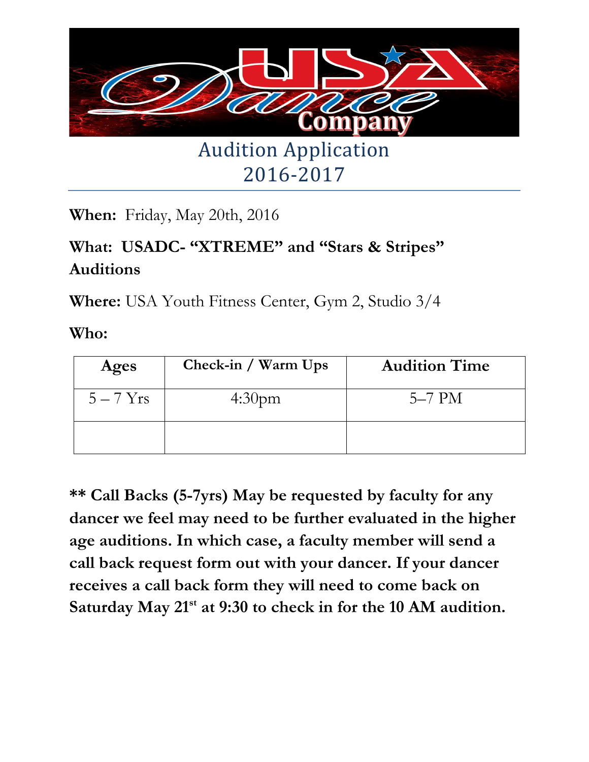# Audition Application 2016-2017

**When:** Friday, May 20th, 2016

**What: USADC- "XTREME" and "Stars & Stripes" Auditions**

**Where:** USA Youth Fitness Center, Gym 2, Studio 3/4

**Who:**

| Ages | Check-in / Warm Ups | Audition Time |
|---|---|---|
| 5 – 7 Yrs | 4:30pm | 5–7 PM |
| | | |

**\*\* Call Backs (5-7yrs) May be requested by faculty for any dancer we feel may need to be further evaluated in the higher age auditions. In which case, a faculty member will send a call back request form out with your dancer. If your dancer receives a call back form they will need to come back on Saturday May 21st at 9:30 to check in for the 10 AM audition.**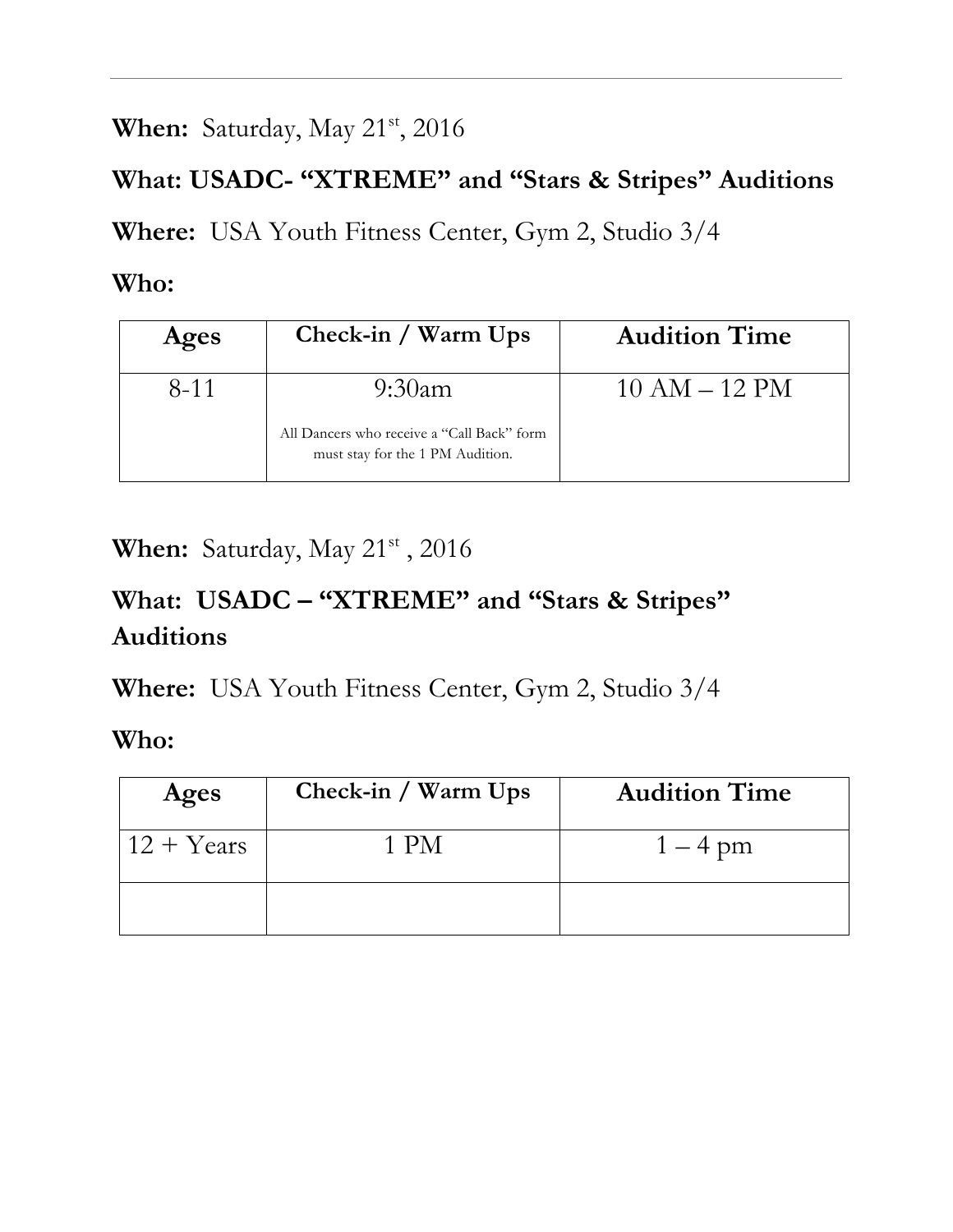---

**When:** Saturday, May 21st, 2016

**What: USADC- "XTREME" and "Stars & Stripes" Auditions**

**Where:** USA Youth Fitness Center, Gym 2, Studio 3/4

**Who:**

| Ages | Check-in / Warm Ups | Audition Time |
|---|---|---|
| 8-11 | 9:30am<br><br>All Dancers who receive a "Call Back" form must stay for the 1 PM Audition. | 10 AM – 12 PM |

**When:** Saturday, May 21st , 2016

**What: USADC – "XTREME" and "Stars & Stripes" Auditions**

**Where:** USA Youth Fitness Center, Gym 2, Studio 3/4

**Who:**

| Ages | Check-in / Warm Ups | Audition Time |
|---|---|---|
| 12 + Years | 1 PM | 1 – 4 pm |
| | | |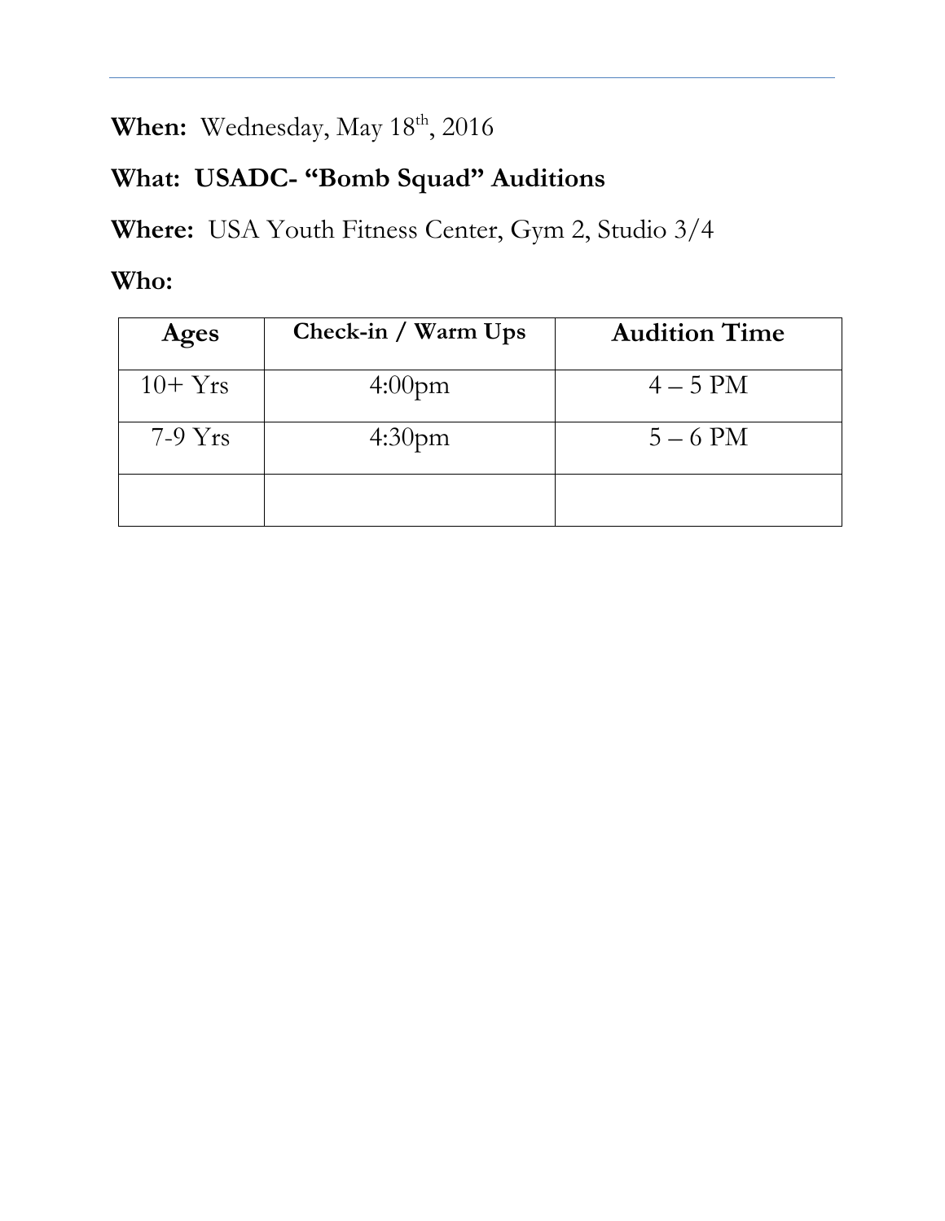---

**When:** Wednesday, May 18th, 2016

**What: USADC- “Bomb Squad” Auditions**

**Where:** USA Youth Fitness Center, Gym 2, Studio 3/4

**Who:**

| Ages | Check-in / Warm Ups | Audition Time |
|---|---|---|
| 10+ Yrs | 4:00pm | 4 – 5 PM |
| 7-9 Yrs | 4:30pm | 5 – 6 PM |
| | | |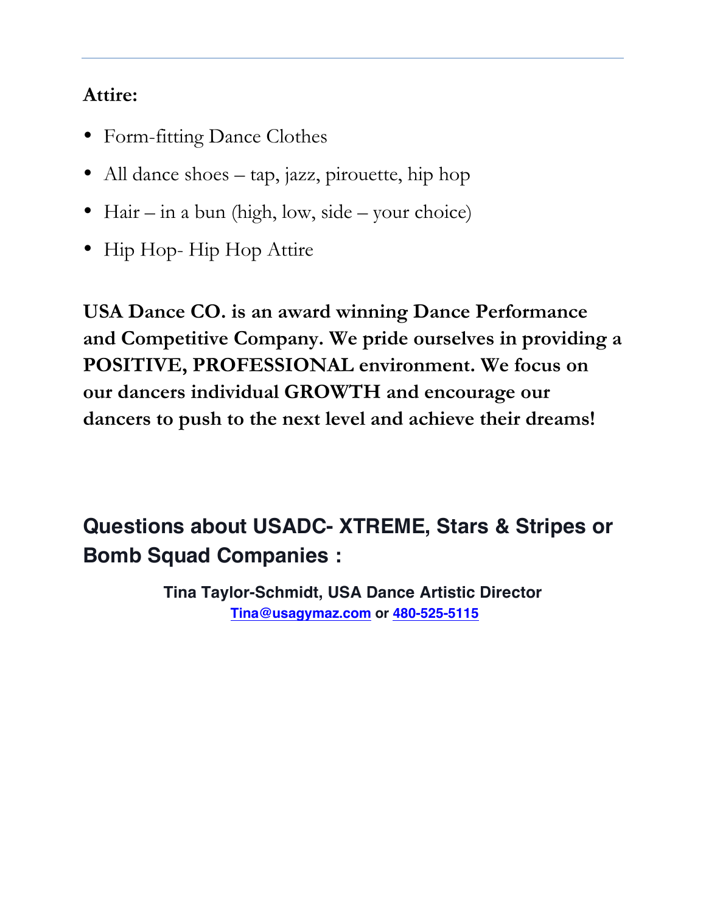---

**Attire:**

- Form-fitting Dance Clothes
- All dance shoes – tap, jazz, pirouette, hip hop
- Hair – in a bun (high, low, side – your choice)
- Hip Hop- Hip Hop Attire

**USA Dance CO. is an award winning Dance Performance and Competitive Company. We pride ourselves in providing a POSITIVE, PROFESSIONAL environment. We focus on our dancers individual GROWTH and encourage our dancers to push to the next level and achieve their dreams!**

## Questions about USADC- XTREME, Stars & Stripes or Bomb Squad Companies :

**Tina Taylor-Schmidt, USA Dance Artistic Director**
**Tina@usagymaz.com or 480-525-5115**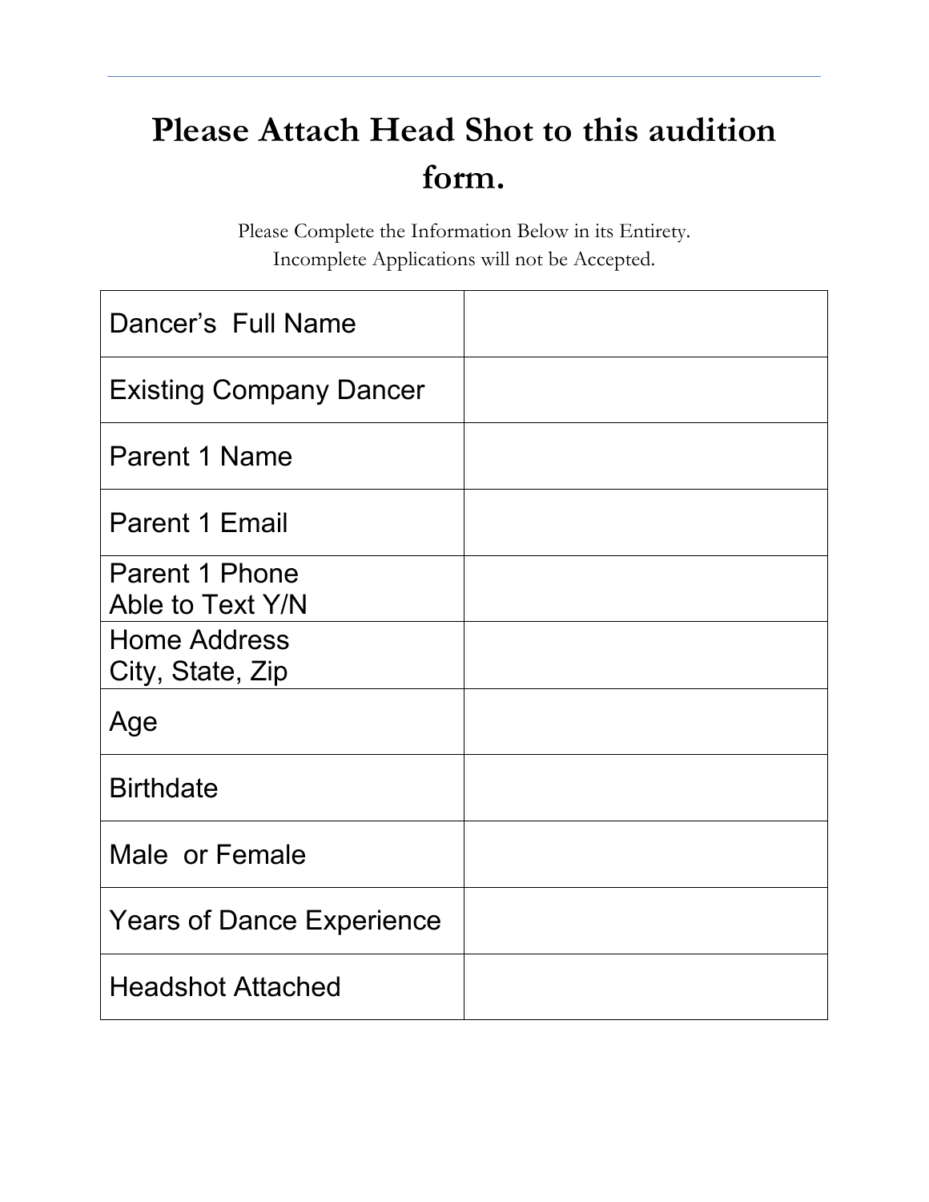# Please Attach Head Shot to this audition form.

Please Complete the Information Below in its Entirety.
Incomplete Applications will not be Accepted.

| | |
|---|---|
| Dancer's Full Name | |
| Existing Company Dancer | |
| Parent 1 Name | |
| Parent 1 Email | |
| Parent 1 Phone<br>Able to Text Y/N | |
| Home Address<br>City, State, Zip | |
| Age | |
| Birthdate | |
| Male or Female | |
| Years of Dance Experience | |
| Headshot Attached | |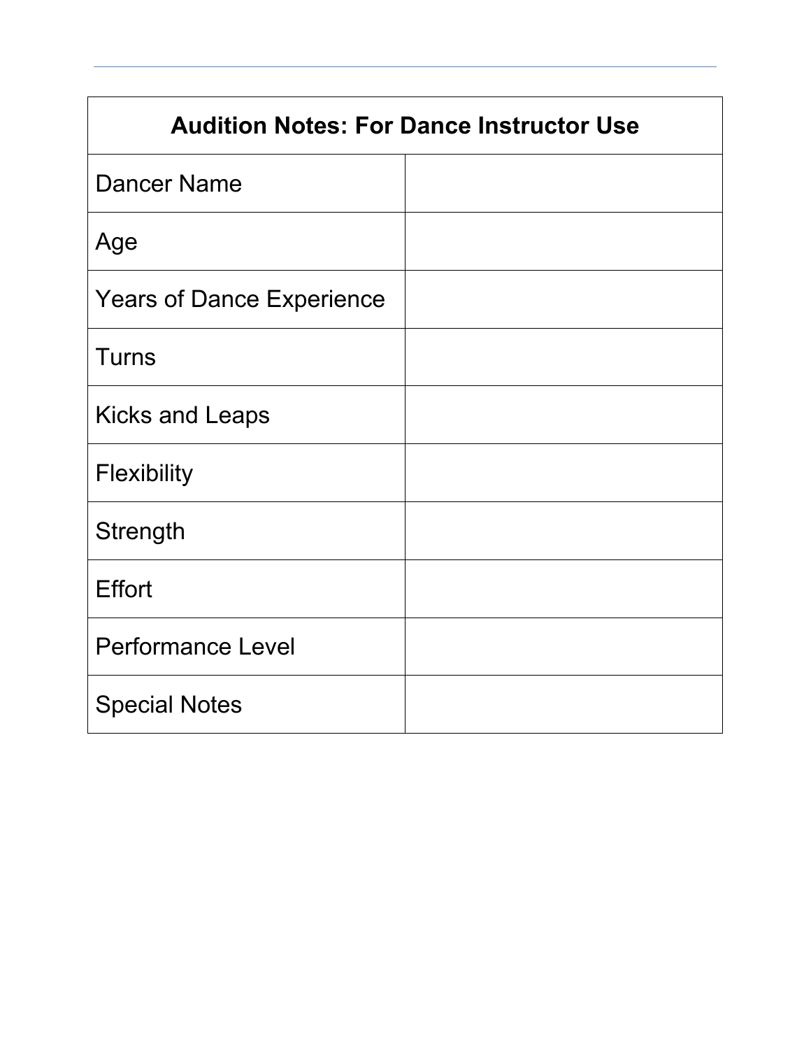| Audition Notes: For Dance Instructor Use | |
|---|---|
| Dancer Name | |
| Age | |
| Years of Dance Experience | |
| Turns | |
| Kicks and Leaps | |
| Flexibility | |
| Strength | |
| Effort | |
| Performance Level | |
| Special Notes | |